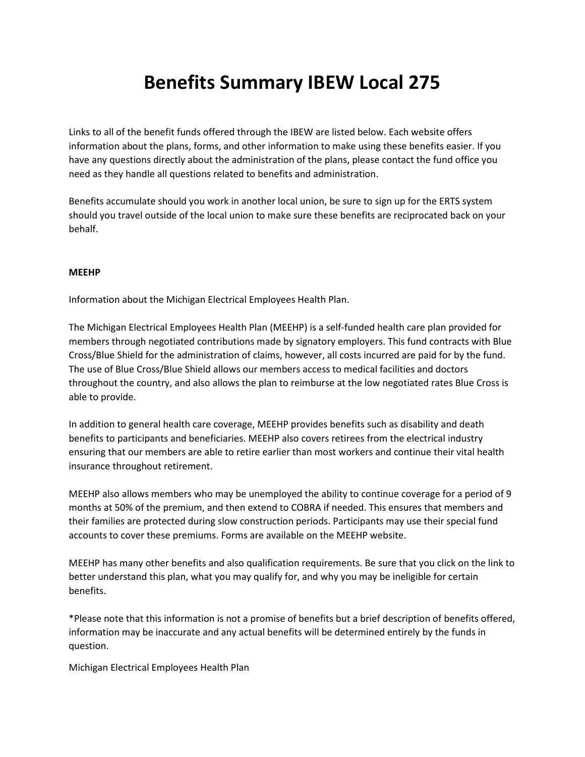# Benefits Summary IBEW Local 275

Links to all of the benefit funds offered through the IBEW are listed below. Each website offers information about the plans, forms, and other information to make using these benefits easier. If you have any questions directly about the administration of the plans, please contact the fund office you need as they handle all questions related to benefits and administration.

Benefits accumulate should you work in another local union, be sure to sign up for the ERTS system should you travel outside of the local union to make sure these benefits are reciprocated back on your behalf.

**MEEHP**

Information about the Michigan Electrical Employees Health Plan.

The Michigan Electrical Employees Health Plan (MEEHP) is a self-funded health care plan provided for members through negotiated contributions made by signatory employers. This fund contracts with Blue Cross/Blue Shield for the administration of claims, however, all costs incurred are paid for by the fund. The use of Blue Cross/Blue Shield allows our members access to medical facilities and doctors throughout the country, and also allows the plan to reimburse at the low negotiated rates Blue Cross is able to provide.

In addition to general health care coverage, MEEHP provides benefits such as disability and death benefits to participants and beneficiaries. MEEHP also covers retirees from the electrical industry ensuring that our members are able to retire earlier than most workers and continue their vital health insurance throughout retirement.

MEEHP also allows members who may be unemployed the ability to continue coverage for a period of 9 months at 50% of the premium, and then extend to COBRA if needed. This ensures that members and their families are protected during slow construction periods. Participants may use their special fund accounts to cover these premiums. Forms are available on the MEEHP website.

MEEHP has many other benefits and also qualification requirements. Be sure that you click on the link to better understand this plan, what you may qualify for, and why you may be ineligible for certain benefits.

*Please note that this information is not a promise of benefits but a brief description of benefits offered, information may be inaccurate and any actual benefits will be determined entirely by the funds in question.

Michigan Electrical Employees Health Plan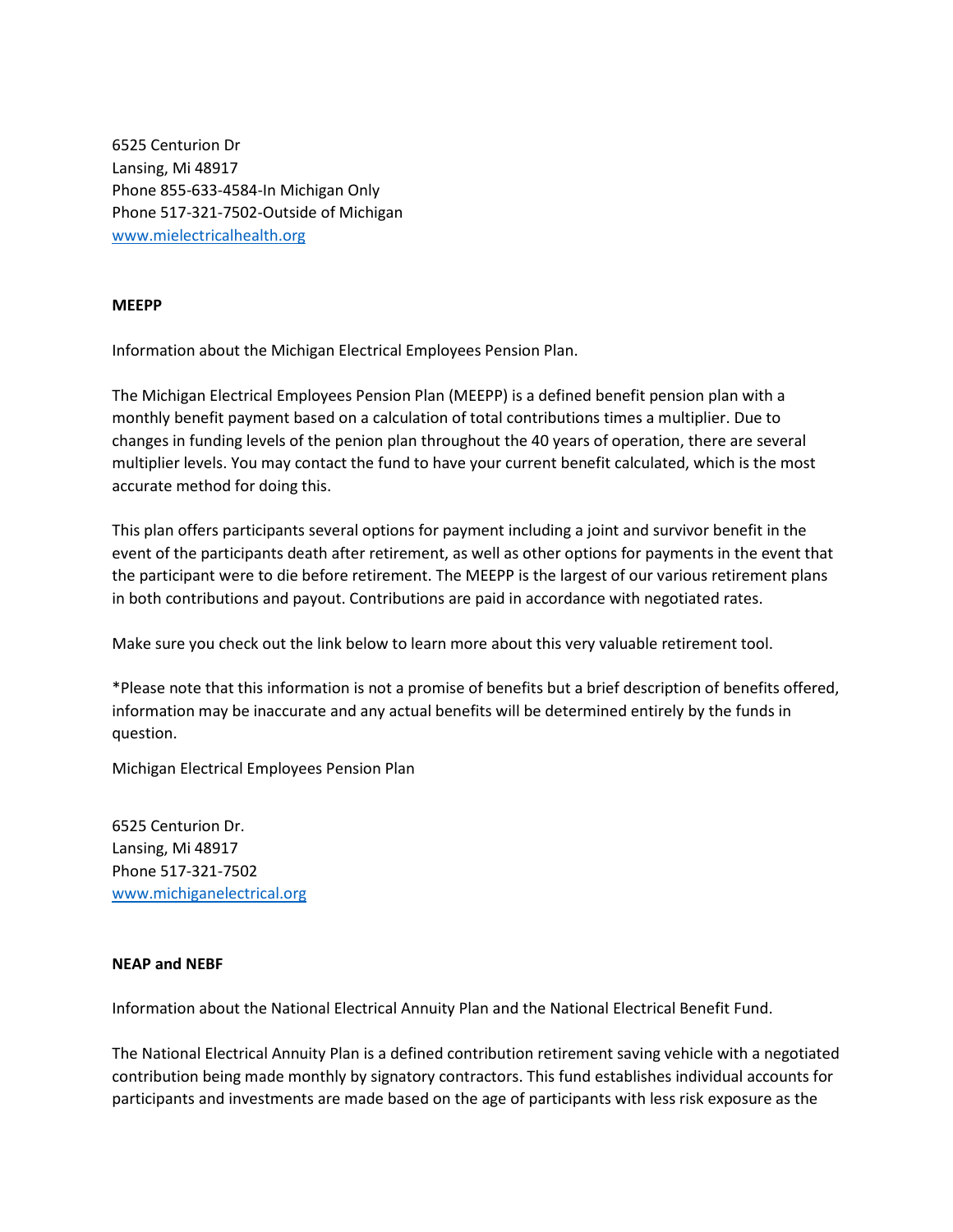6525 Centurion Dr  
Lansing, Mi 48917  
Phone 855-633-4584-In Michigan Only  
Phone 517-321-7502-Outside of Michigan  
[www.mielectricalhealth.org](http://www.mielectricalhealth.org)

**MEEPP**

Information about the Michigan Electrical Employees Pension Plan.

The Michigan Electrical Employees Pension Plan (MEEPP) is a defined benefit pension plan with a monthly benefit payment based on a calculation of total contributions times a multiplier. Due to changes in funding levels of the penion plan throughout the 40 years of operation, there are several multiplier levels. You may contact the fund to have your current benefit calculated, which is the most accurate method for doing this.

This plan offers participants several options for payment including a joint and survivor benefit in the event of the participants death after retirement, as well as other options for payments in the event that the participant were to die before retirement. The MEEPP is the largest of our various retirement plans in both contributions and payout. Contributions are paid in accordance with negotiated rates.

Make sure you check out the link below to learn more about this very valuable retirement tool.

*Please note that this information is not a promise of benefits but a brief description of benefits offered, information may be inaccurate and any actual benefits will be determined entirely by the funds in question.

Michigan Electrical Employees Pension Plan

6525 Centurion Dr.  
Lansing, Mi 48917  
Phone 517-321-7502  
[www.michiganelectrical.org](http://www.michiganelectrical.org)

**NEAP and NEBF**

Information about the National Electrical Annuity Plan and the National Electrical Benefit Fund.

The National Electrical Annuity Plan is a defined contribution retirement saving vehicle with a negotiated contribution being made monthly by signatory contractors. This fund establishes individual accounts for participants and investments are made based on the age of participants with less risk exposure as the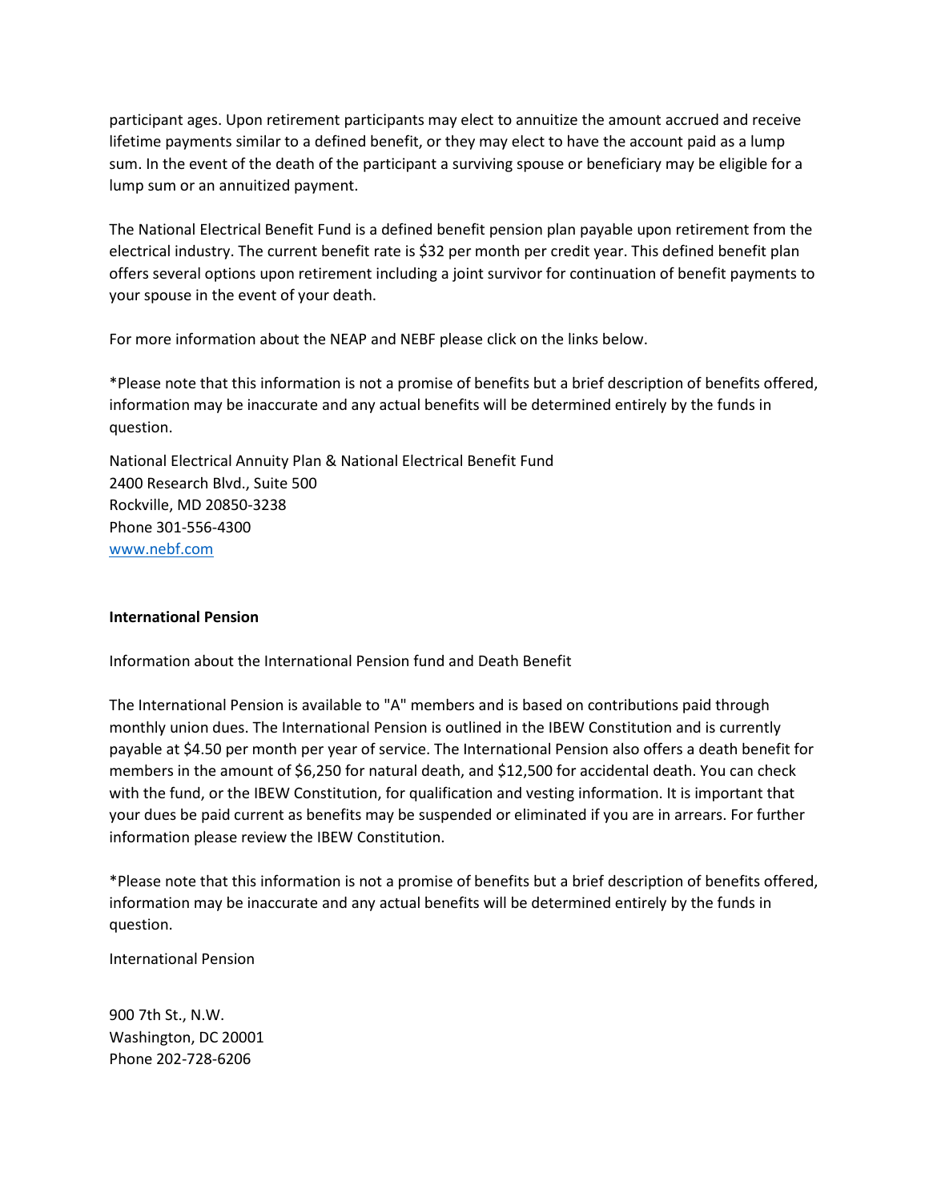participant ages. Upon retirement participants may elect to annuitize the amount accrued and receive lifetime payments similar to a defined benefit, or they may elect to have the account paid as a lump sum. In the event of the death of the participant a surviving spouse or beneficiary may be eligible for a lump sum or an annuitized payment.

The National Electrical Benefit Fund is a defined benefit pension plan payable upon retirement from the electrical industry. The current benefit rate is $32 per month per credit year. This defined benefit plan offers several options upon retirement including a joint survivor for continuation of benefit payments to your spouse in the event of your death.

For more information about the NEAP and NEBF please click on the links below.

*Please note that this information is not a promise of benefits but a brief description of benefits offered, information may be inaccurate and any actual benefits will be determined entirely by the funds in question.

National Electrical Annuity Plan & National Electrical Benefit Fund
2400 Research Blvd., Suite 500
Rockville, MD 20850-3238
Phone 301-556-4300
[www.nebf.com](http://www.nebf.com)

**International Pension**

Information about the International Pension fund and Death Benefit

The International Pension is available to "A" members and is based on contributions paid through monthly union dues. The International Pension is outlined in the IBEW Constitution and is currently payable at $4.50 per month per year of service. The International Pension also offers a death benefit for members in the amount of $6,250 for natural death, and $12,500 for accidental death. You can check with the fund, or the IBEW Constitution, for qualification and vesting information. It is important that your dues be paid current as benefits may be suspended or eliminated if you are in arrears. For further information please review the IBEW Constitution.

*Please note that this information is not a promise of benefits but a brief description of benefits offered, information may be inaccurate and any actual benefits will be determined entirely by the funds in question.

International Pension

900 7th St., N.W.
Washington, DC 20001
Phone 202-728-6206